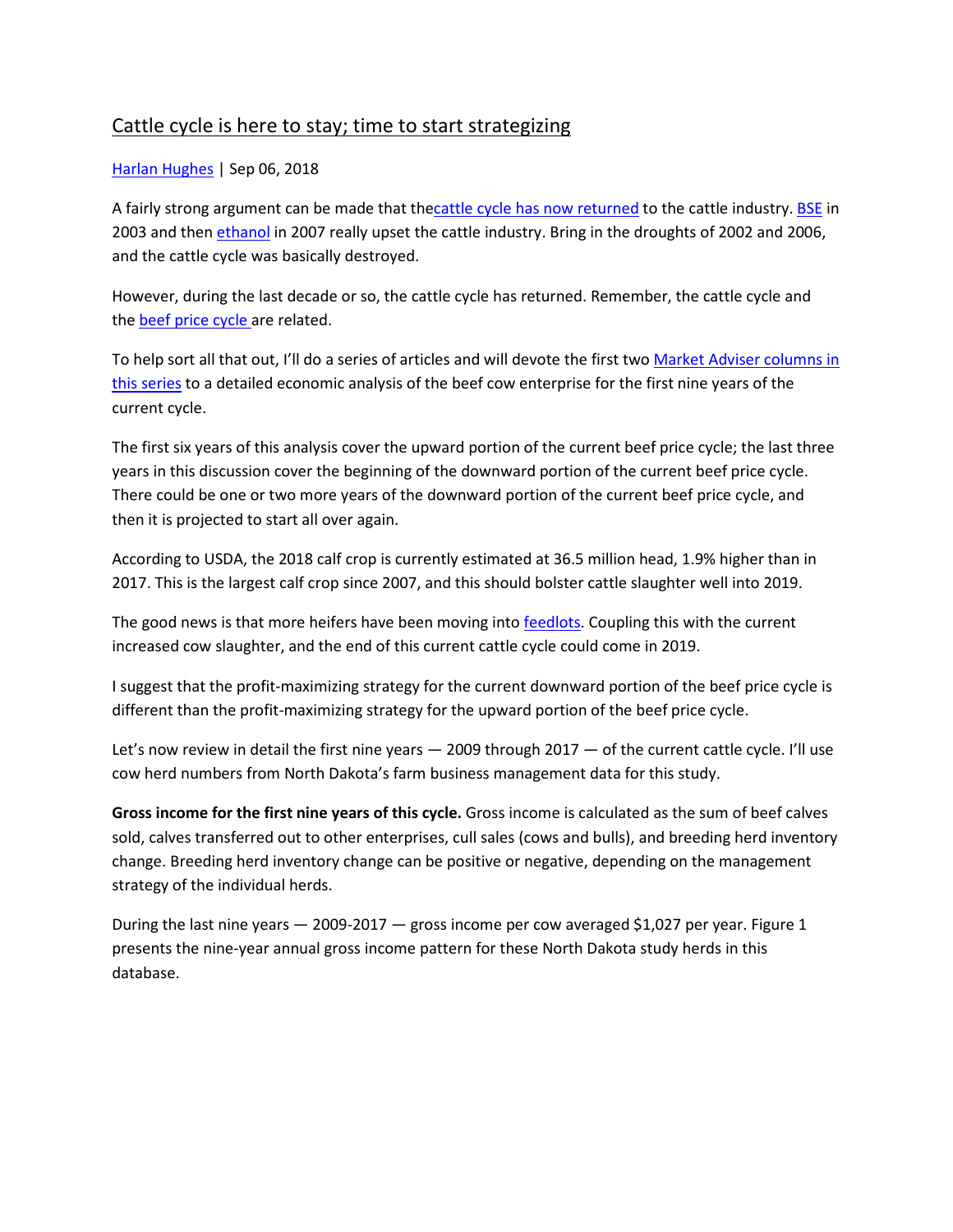# Cattle cycle is here to stay; time to start strategizing

Harlan Hughes | Sep 06, 2018

A fairly strong argument can be made that thecattle cycle has now returned to the cattle industry. BSE in 2003 and then ethanol in 2007 really upset the cattle industry. Bring in the droughts of 2002 and 2006, and the cattle cycle was basically destroyed.

However, during the last decade or so, the cattle cycle has returned. Remember, the cattle cycle and the beef price cycle are related.

To help sort all that out, I'll do a series of articles and will devote the first two Market Adviser columns in this series to a detailed economic analysis of the beef cow enterprise for the first nine years of the current cycle.

The first six years of this analysis cover the upward portion of the current beef price cycle; the last three years in this discussion cover the beginning of the downward portion of the current beef price cycle. There could be one or two more years of the downward portion of the current beef price cycle, and then it is projected to start all over again.

According to USDA, the 2018 calf crop is currently estimated at 36.5 million head, 1.9% higher than in 2017. This is the largest calf crop since 2007, and this should bolster cattle slaughter well into 2019.

The good news is that more heifers have been moving into feedlots. Coupling this with the current increased cow slaughter, and the end of this current cattle cycle could come in 2019.

I suggest that the profit-maximizing strategy for the current downward portion of the beef price cycle is different than the profit-maximizing strategy for the upward portion of the beef price cycle.

Let's now review in detail the first nine years — 2009 through 2017 — of the current cattle cycle. I'll use cow herd numbers from North Dakota's farm business management data for this study.

**Gross income for the first nine years of this cycle.** Gross income is calculated as the sum of beef calves sold, calves transferred out to other enterprises, cull sales (cows and bulls), and breeding herd inventory change. Breeding herd inventory change can be positive or negative, depending on the management strategy of the individual herds.

During the last nine years — 2009-2017 — gross income per cow averaged $1,027 per year. Figure 1 presents the nine-year annual gross income pattern for these North Dakota study herds in this database.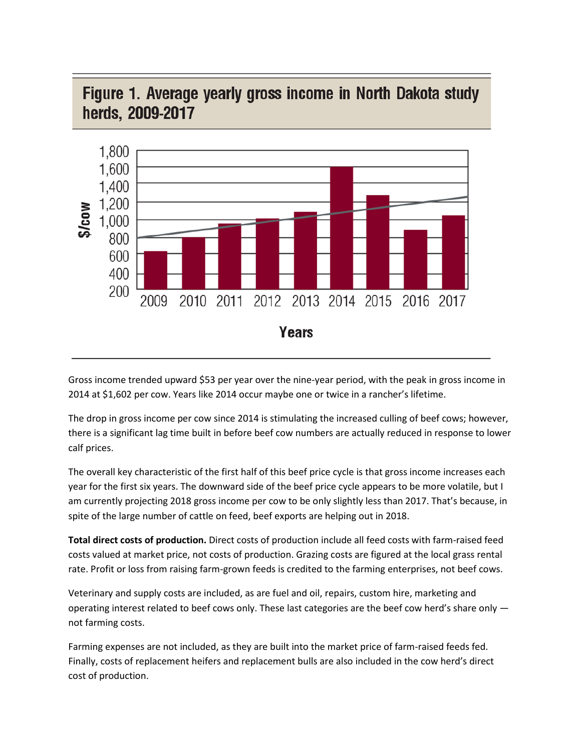**Figure 1. Average yearly gross income in North Dakota study herds, 2009-2017**

Gross income trended upward $53 per year over the nine-year period, with the peak in gross income in 2014 at $1,602 per cow. Years like 2014 occur maybe one or twice in a rancher's lifetime.

The drop in gross income per cow since 2014 is stimulating the increased culling of beef cows; however, there is a significant lag time built in before beef cow numbers are actually reduced in response to lower calf prices.

The overall key characteristic of the first half of this beef price cycle is that gross income increases each year for the first six years. The downward side of the beef price cycle appears to be more volatile, but I am currently projecting 2018 gross income per cow to be only slightly less than 2017. That's because, in spite of the large number of cattle on feed, beef exports are helping out in 2018.

**Total direct costs of production.** Direct costs of production include all feed costs with farm-raised feed costs valued at market price, not costs of production. Grazing costs are figured at the local grass rental rate. Profit or loss from raising farm-grown feeds is credited to the farming enterprises, not beef cows.

Veterinary and supply costs are included, as are fuel and oil, repairs, custom hire, marketing and operating interest related to beef cows only. These last categories are the beef cow herd's share only — not farming costs.

Farming expenses are not included, as they are built into the market price of farm-raised feeds fed. Finally, costs of replacement heifers and replacement bulls are also included in the cow herd's direct cost of production.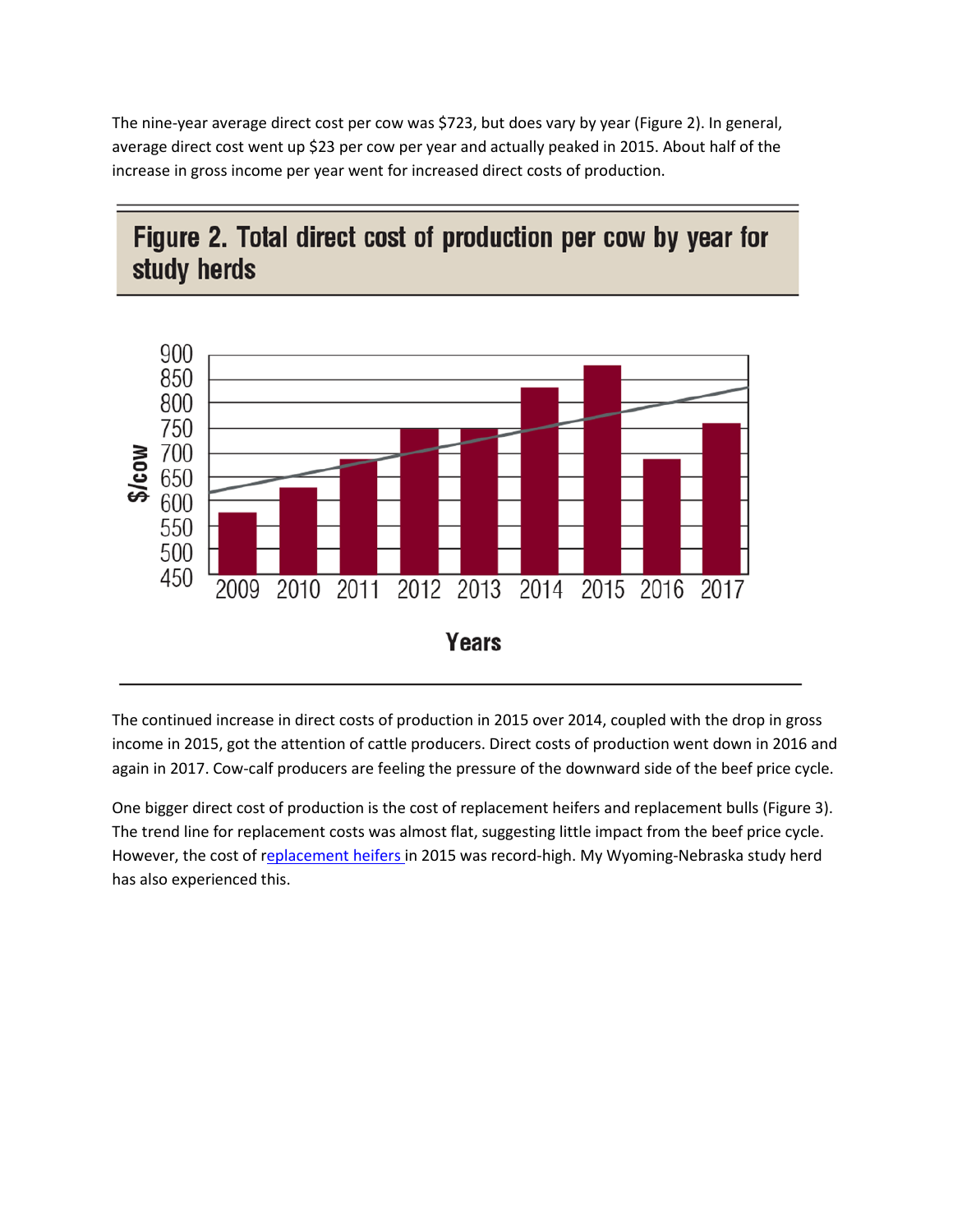The nine-year average direct cost per cow was $723, but does vary by year (Figure 2). In general, average direct cost went up $23 per cow per year and actually peaked in 2015. About half of the increase in gross income per year went for increased direct costs of production.

**Figure 2. Total direct cost of production per cow by year for study herds**

The continued increase in direct costs of production in 2015 over 2014, coupled with the drop in gross income in 2015, got the attention of cattle producers. Direct costs of production went down in 2016 and again in 2017. Cow-calf producers are feeling the pressure of the downward side of the beef price cycle.

One bigger direct cost of production is the cost of replacement heifers and replacement bulls (Figure 3). The trend line for replacement costs was almost flat, suggesting little impact from the beef price cycle. However, the cost of replacement heifers in 2015 was record-high. My Wyoming-Nebraska study herd has also experienced this.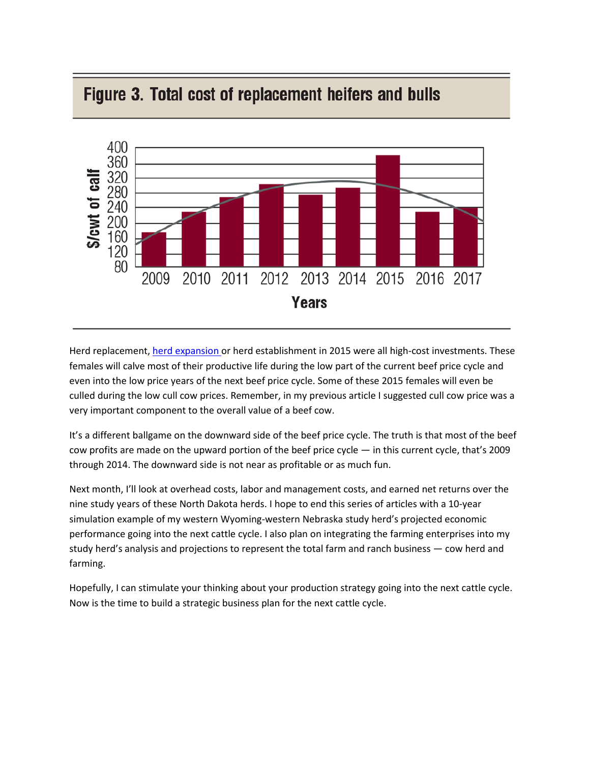Figure 3. Total cost of replacement heifers and bulls

$/cwt of calf

400
360
320
280
240
200
160
120
80

2009 2010 2011 2012 2013 2014 2015 2016 2017

Years

Herd replacement, herd expansion or herd establishment in 2015 were all high-cost investments. These females will calve most of their productive life during the low part of the current beef price cycle and even into the low price years of the next beef price cycle. Some of these 2015 females will even be culled during the low cull cow prices. Remember, in my previous article I suggested cull cow price was a very important component to the overall value of a beef cow.

It's a different ballgame on the downward side of the beef price cycle. The truth is that most of the beef cow profits are made on the upward portion of the beef price cycle — in this current cycle, that's 2009 through 2014. The downward side is not near as profitable or as much fun.

Next month, I'll look at overhead costs, labor and management costs, and earned net returns over the nine study years of these North Dakota herds. I hope to end this series of articles with a 10-year simulation example of my western Wyoming-western Nebraska study herd's projected economic performance going into the next cattle cycle. I also plan on integrating the farming enterprises into my study herd's analysis and projections to represent the total farm and ranch business — cow herd and farming.

Hopefully, I can stimulate your thinking about your production strategy going into the next cattle cycle. Now is the time to build a strategic business plan for the next cattle cycle.